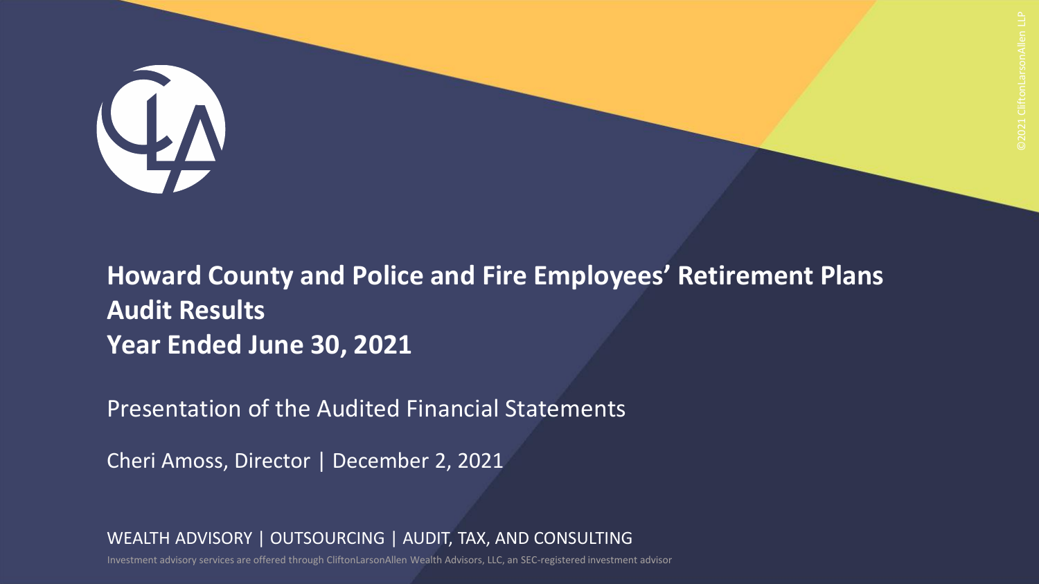# Howard County and Police and Fire Employees' Retirement Plans Audit Results Year Ended June 30, 2021

Presentation of the Audited Financial Statements

Cheri Amoss, Director | December 2, 2021

WEALTH ADVISORY | OUTSOURCING | AUDIT, TAX, AND CONSULTING

Investment advisory services are offered through CliftonLarsonAllen Wealth Advisors, LLC, an SEC-registered investment advisor

©2021 CliftonLarsonAllen LLP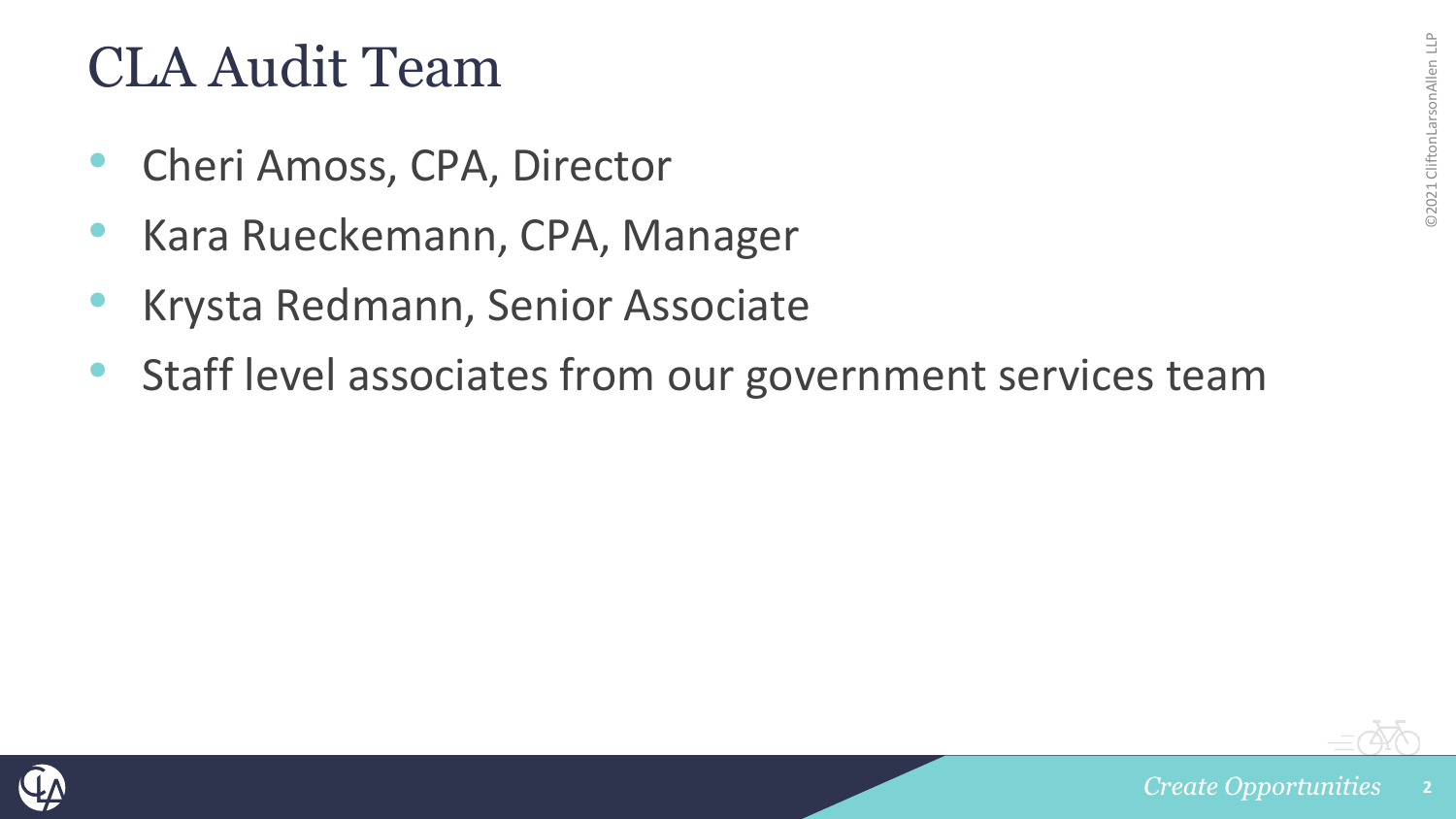# CLA Audit Team

- Cheri Amoss, CPA, Director
- Kara Rueckemann, CPA, Manager
- Krysta Redmann, Senior Associate
- Staff level associates from our government services team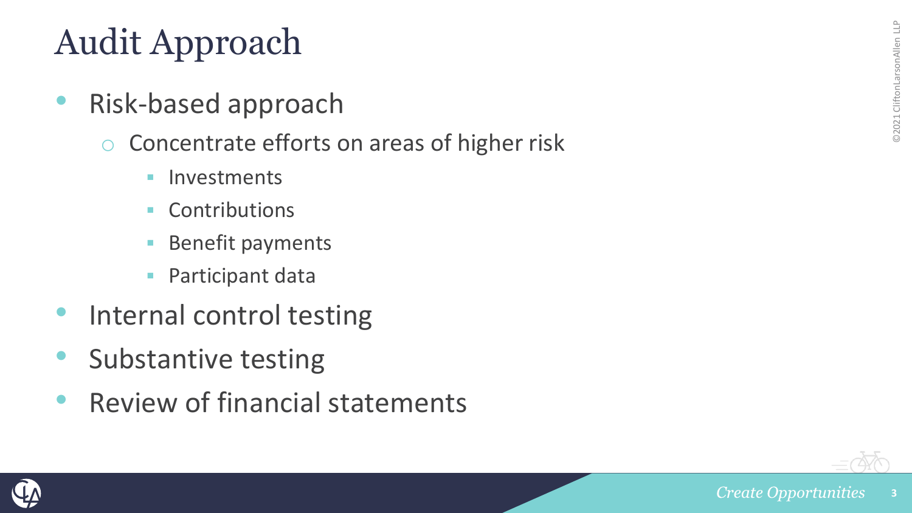# Audit Approach

- Risk-based approach
  - Concentrate efforts on areas of higher risk
    - Investments
    - Contributions
    - Benefit payments
    - Participant data
- Internal control testing
- Substantive testing
- Review of financial statements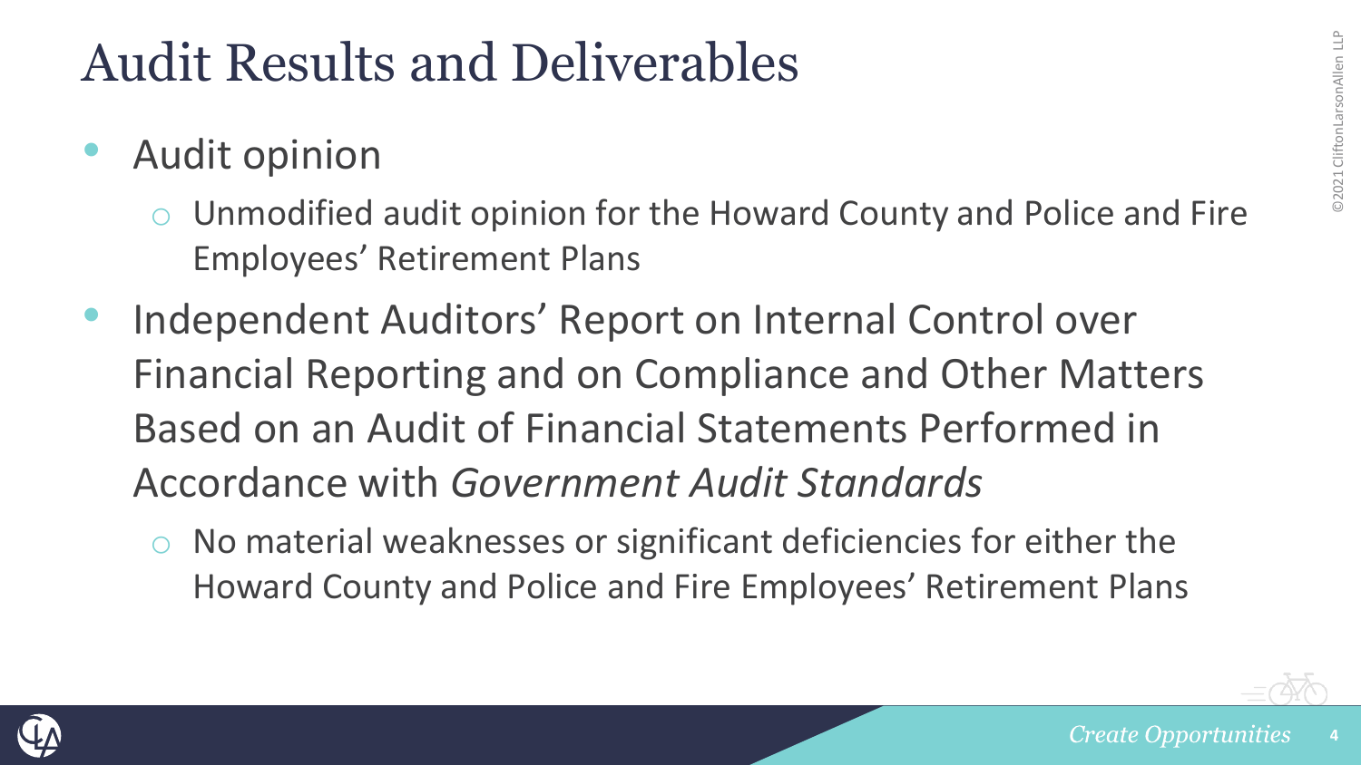# Audit Results and Deliverables

- Audit opinion
  - Unmodified audit opinion for the Howard County and Police and Fire Employees' Retirement Plans
- Independent Auditors' Report on Internal Control over Financial Reporting and on Compliance and Other Matters Based on an Audit of Financial Statements Performed in Accordance with *Government Audit Standards*
  - No material weaknesses or significant deficiencies for either the Howard County and Police and Fire Employees' Retirement Plans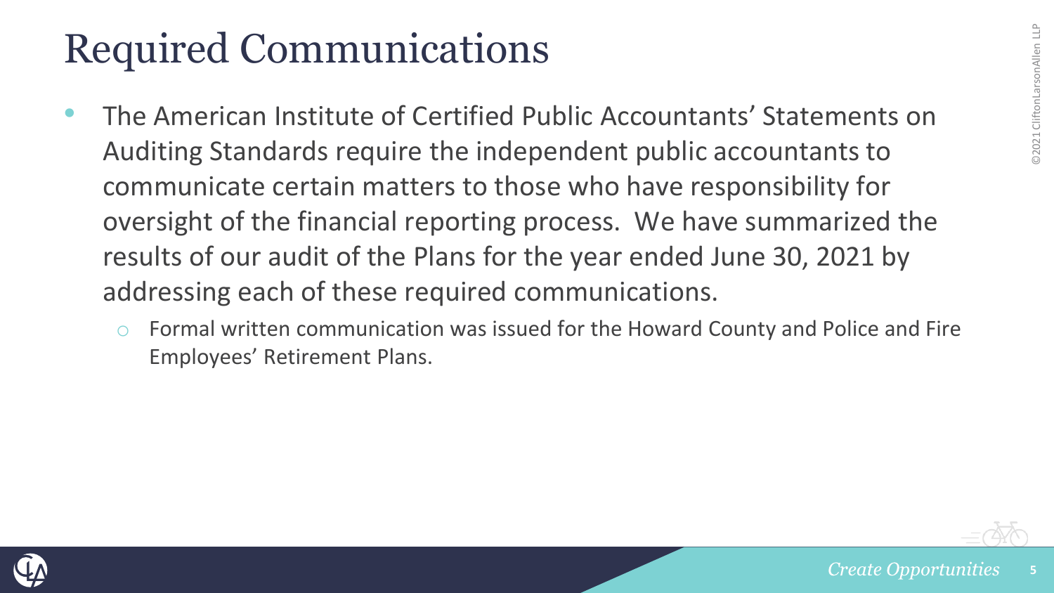# Required Communications

- The American Institute of Certified Public Accountants' Statements on Auditing Standards require the independent public accountants to communicate certain matters to those who have responsibility for oversight of the financial reporting process. We have summarized the results of our audit of the Plans for the year ended June 30, 2021 by addressing each of these required communications.
  - Formal written communication was issued for the Howard County and Police and Fire Employees' Retirement Plans.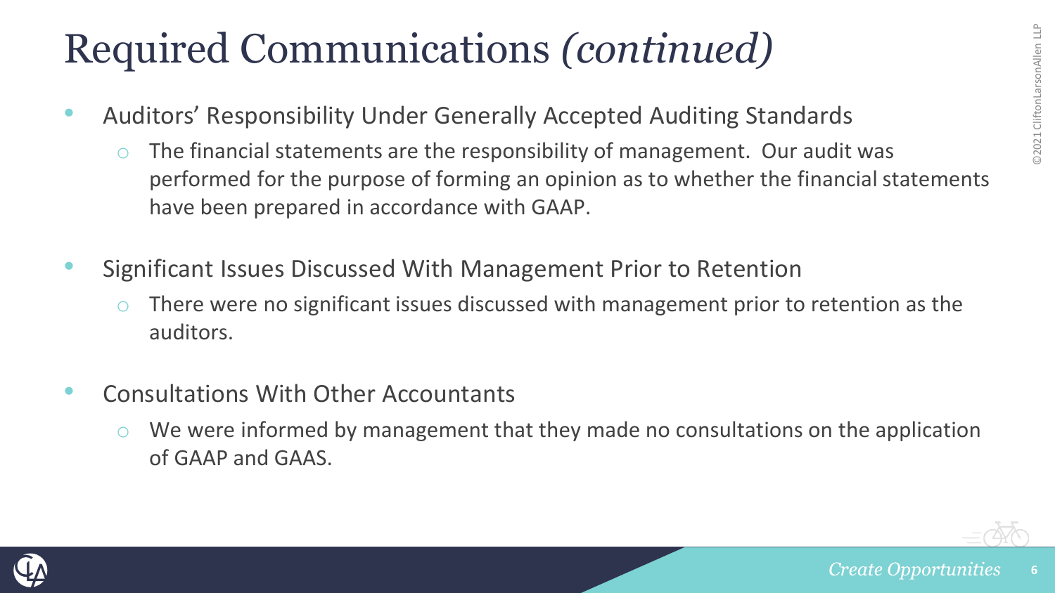# Required Communications *(continued)*

- Auditors' Responsibility Under Generally Accepted Auditing Standards
  - The financial statements are the responsibility of management. Our audit was performed for the purpose of forming an opinion as to whether the financial statements have been prepared in accordance with GAAP.
- Significant Issues Discussed With Management Prior to Retention
  - There were no significant issues discussed with management prior to retention as the auditors.
- Consultations With Other Accountants
  - We were informed by management that they made no consultations on the application of GAAP and GAAS.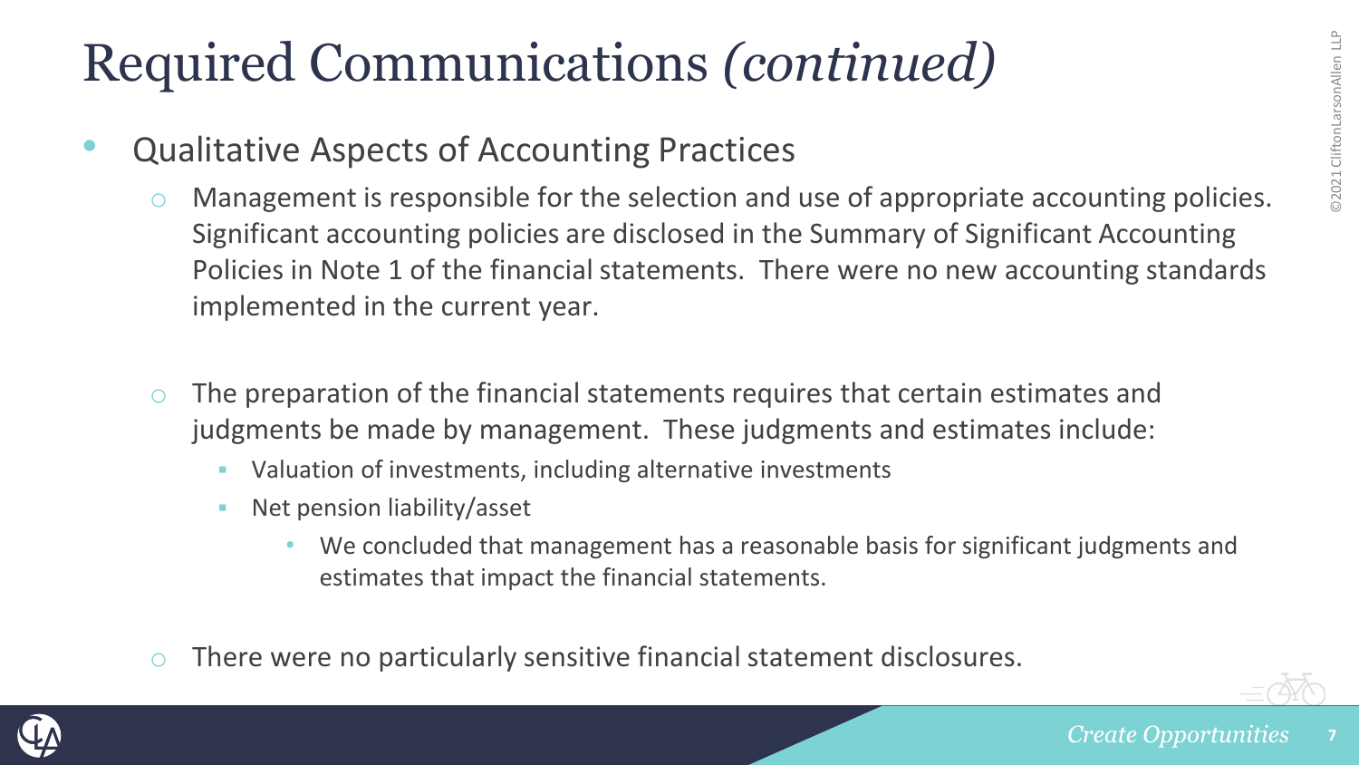# Required Communications *(continued)*

- Qualitative Aspects of Accounting Practices
  - Management is responsible for the selection and use of appropriate accounting policies. Significant accounting policies are disclosed in the Summary of Significant Accounting Policies in Note 1 of the financial statements. There were no new accounting standards implemented in the current year.
  - The preparation of the financial statements requires that certain estimates and judgments be made by management. These judgments and estimates include:
    - Valuation of investments, including alternative investments
    - Net pension liability/asset
      - We concluded that management has a reasonable basis for significant judgments and estimates that impact the financial statements.
  - There were no particularly sensitive financial statement disclosures.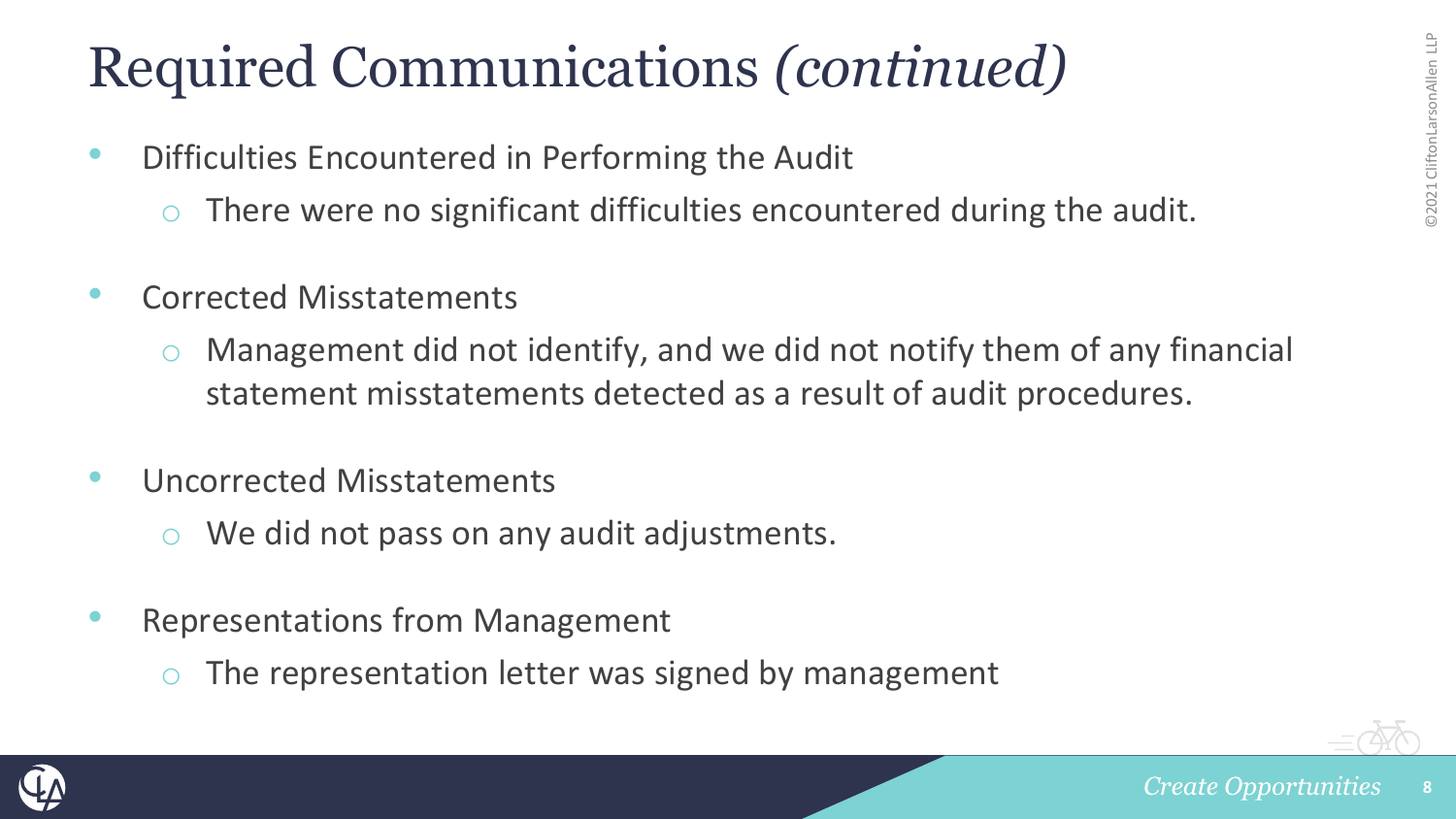# Required Communications *(continued)*

- Difficulties Encountered in Performing the Audit
  - There were no significant difficulties encountered during the audit.
- Corrected Misstatements
  - Management did not identify, and we did not notify them of any financial statement misstatements detected as a result of audit procedures.
- Uncorrected Misstatements
  - We did not pass on any audit adjustments.
- Representations from Management
  - The representation letter was signed by management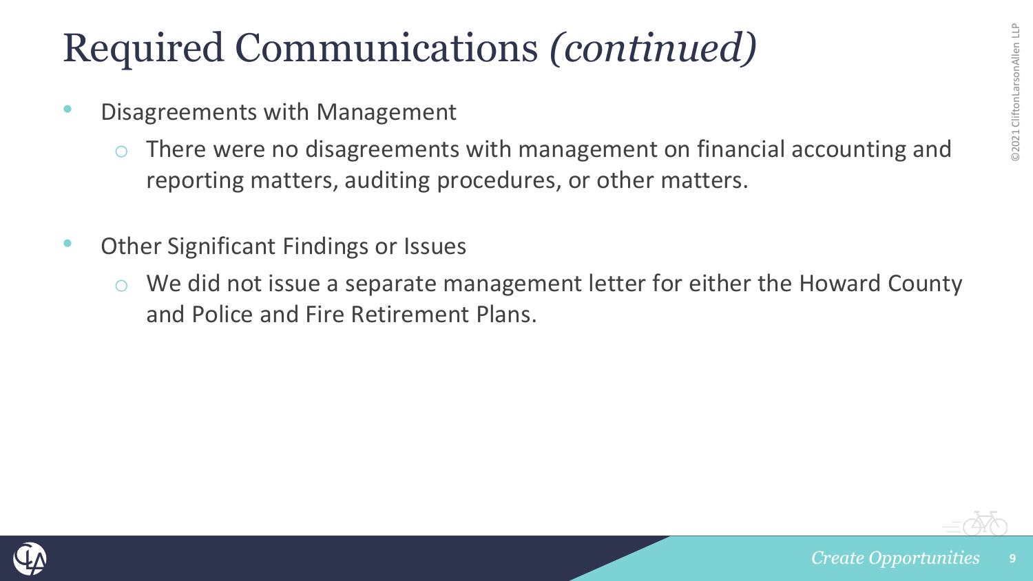# Required Communications *(continued)*

- Disagreements with Management
  - There were no disagreements with management on financial accounting and reporting matters, auditing procedures, or other matters.

- Other Significant Findings or Issues
  - We did not issue a separate management letter for either the Howard County and Police and Fire Retirement Plans.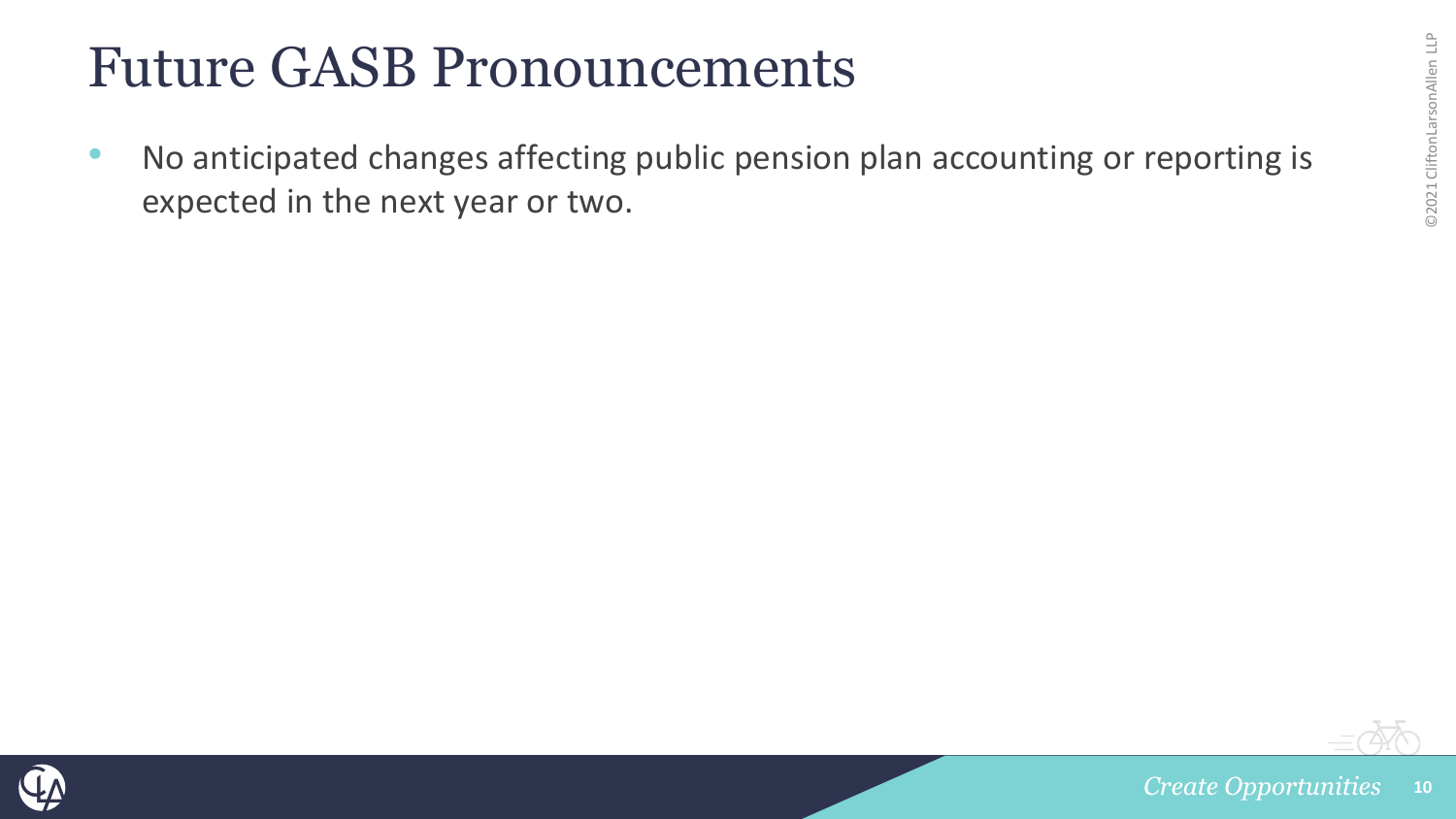# Future GASB Pronouncements

- No anticipated changes affecting public pension plan accounting or reporting is expected in the next year or two.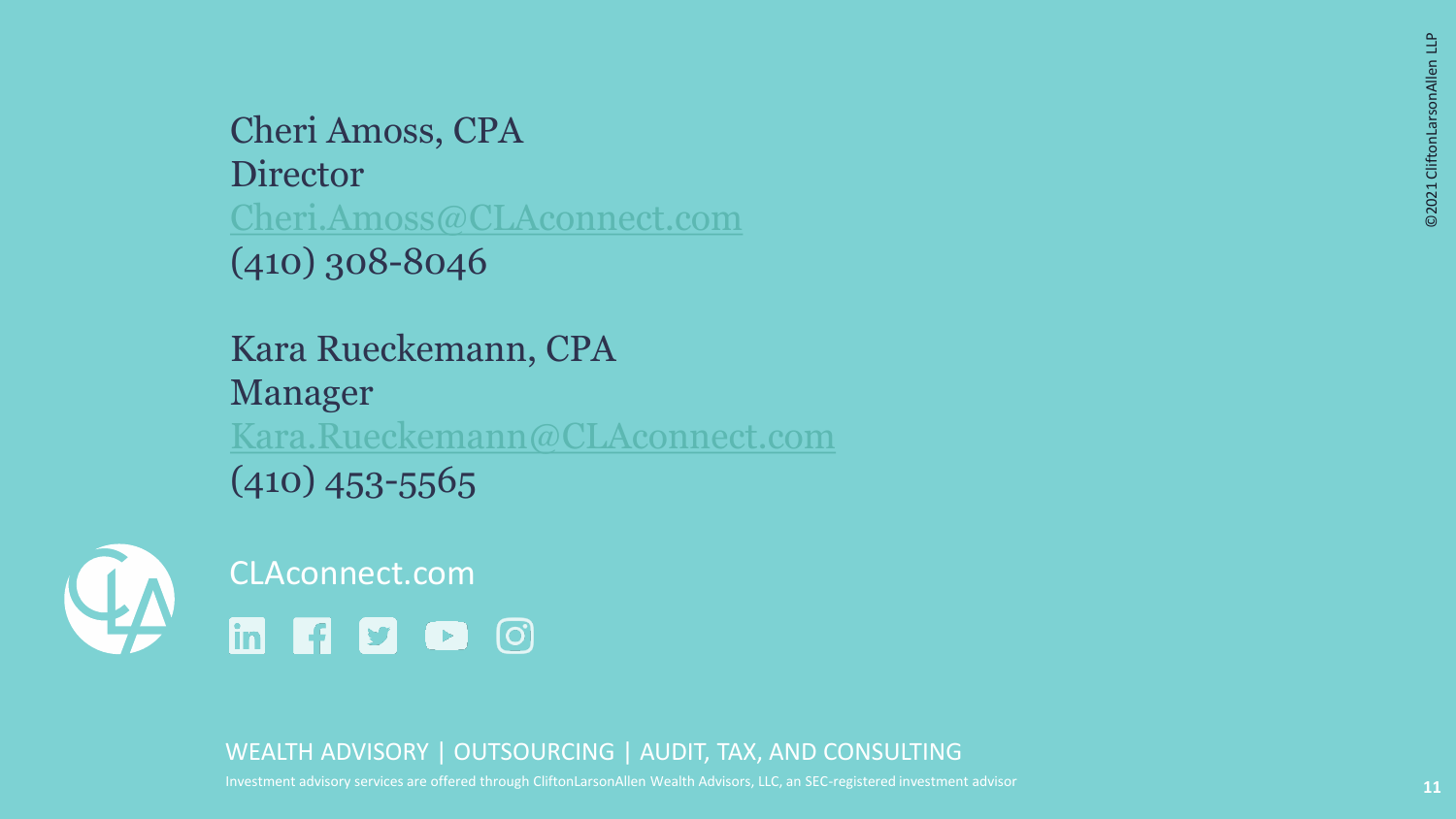Cheri Amoss, CPA
Director
Cheri.Amoss@CLAconnect.com
(410) 308-8046

Kara Rueckemann, CPA
Manager
Kara.Rueckemann@CLAconnect.com
(410) 453-5565

CLAconnect.com

WEALTH ADVISORY | OUTSOURCING | AUDIT, TAX, AND CONSULTING

Investment advisory services are offered through CliftonLarsonAllen Wealth Advisors, LLC, an SEC-registered investment advisor

©2021 CliftonLarsonAllen LLP